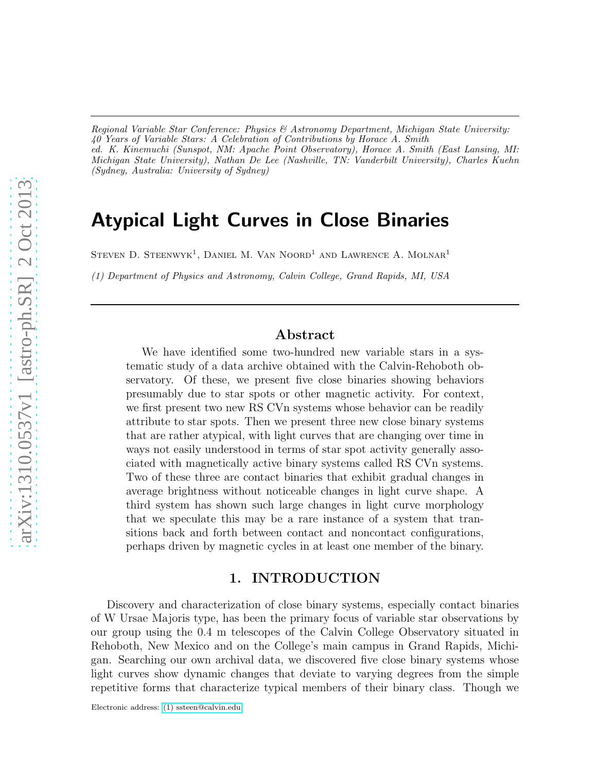*Regional Variable Star Conference: Physics & Astronomy Department, Michigan State University: 40 Years of Variable Stars: A Celebration of Contributions by Horace A. Smith*
*ed. K. Kinemuchi (Sunspot, NM: Apache Point Observatory), Horace A. Smith (East Lansing, MI: Michigan State University), Nathan De Lee (Nashville, TN: Vanderbilt University), Charles Kuehn (Sydney, Australia: University of Sydney)*

# Atypical Light Curves in Close Binaries

Steven D. Steenwyk[1], Daniel M. Van Noord[1] and Lawrence A. Molnar[1]

*(1) Department of Physics and Astronomy, Calvin College, Grand Rapids, MI, USA*

## Abstract

We have identified some two-hundred new variable stars in a systematic study of a data archive obtained with the Calvin-Rehoboth observatory. Of these, we present five close binaries showing behaviors presumably due to star spots or other magnetic activity. For context, we first present two new RS CVn systems whose behavior can be readily attribute to star spots. Then we present three new close binary systems that are rather atypical, with light curves that are changing over time in ways not easily understood in terms of star spot activity generally associated with magnetically active binary systems called RS CVn systems. Two of these three are contact binaries that exhibit gradual changes in average brightness without noticeable changes in light curve shape. A third system has shown such large changes in light curve morphology that we speculate this may be a rare instance of a system that transitions back and forth between contact and noncontact configurations, perhaps driven by magnetic cycles in at least one member of the binary.

## 1. INTRODUCTION

Discovery and characterization of close binary systems, especially contact binaries of W Ursae Majoris type, has been the primary focus of variable star observations by our group using the 0.4 m telescopes of the Calvin College Observatory situated in Rehoboth, New Mexico and on the College's main campus in Grand Rapids, Michigan. Searching our own archival data, we discovered five close binary systems whose light curves show dynamic changes that deviate to varying degrees from the simple repetitive forms that characterize typical members of their binary class. Though we

Electronic address: (1) ssteen@calvin.edu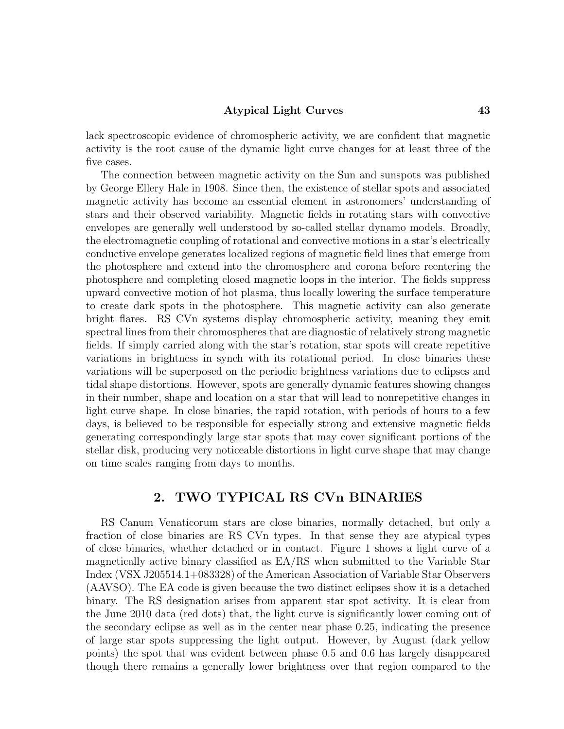lack spectroscopic evidence of chromospheric activity, we are confident that magnetic activity is the root cause of the dynamic light curve changes for at least three of the five cases.

The connection between magnetic activity on the Sun and sunspots was published by George Ellery Hale in 1908. Since then, the existence of stellar spots and associated magnetic activity has become an essential element in astronomers' understanding of stars and their observed variability. Magnetic fields in rotating stars with convective envelopes are generally well understood by so-called stellar dynamo models. Broadly, the electromagnetic coupling of rotational and convective motions in a star's electrically conductive envelope generates localized regions of magnetic field lines that emerge from the photosphere and extend into the chromosphere and corona before reentering the photosphere and completing closed magnetic loops in the interior. The fields suppress upward convective motion of hot plasma, thus locally lowering the surface temperature to create dark spots in the photosphere. This magnetic activity can also generate bright flares. RS CVn systems display chromospheric activity, meaning they emit spectral lines from their chromospheres that are diagnostic of relatively strong magnetic fields. If simply carried along with the star's rotation, star spots will create repetitive variations in brightness in synch with its rotational period. In close binaries these variations will be superposed on the periodic brightness variations due to eclipses and tidal shape distortions. However, spots are generally dynamic features showing changes in their number, shape and location on a star that will lead to nonrepetitive changes in light curve shape. In close binaries, the rapid rotation, with periods of hours to a few days, is believed to be responsible for especially strong and extensive magnetic fields generating correspondingly large star spots that may cover significant portions of the stellar disk, producing very noticeable distortions in light curve shape that may change on time scales ranging from days to months.

## 2. TWO TYPICAL RS CVn BINARIES

RS Canum Venaticorum stars are close binaries, normally detached, but only a fraction of close binaries are RS CVn types. In that sense they are atypical types of close binaries, whether detached or in contact. Figure 1 shows a light curve of a magnetically active binary classified as EA/RS when submitted to the Variable Star Index (VSX J205514.1+083328) of the American Association of Variable Star Observers (AAVSO). The EA code is given because the two distinct eclipses show it is a detached binary. The RS designation arises from apparent star spot activity. It is clear from the June 2010 data (red dots) that, the light curve is significantly lower coming out of the secondary eclipse as well as in the center near phase 0.25, indicating the presence of large star spots suppressing the light output. However, by August (dark yellow points) the spot that was evident between phase 0.5 and 0.6 has largely disappeared though there remains a generally lower brightness over that region compared to the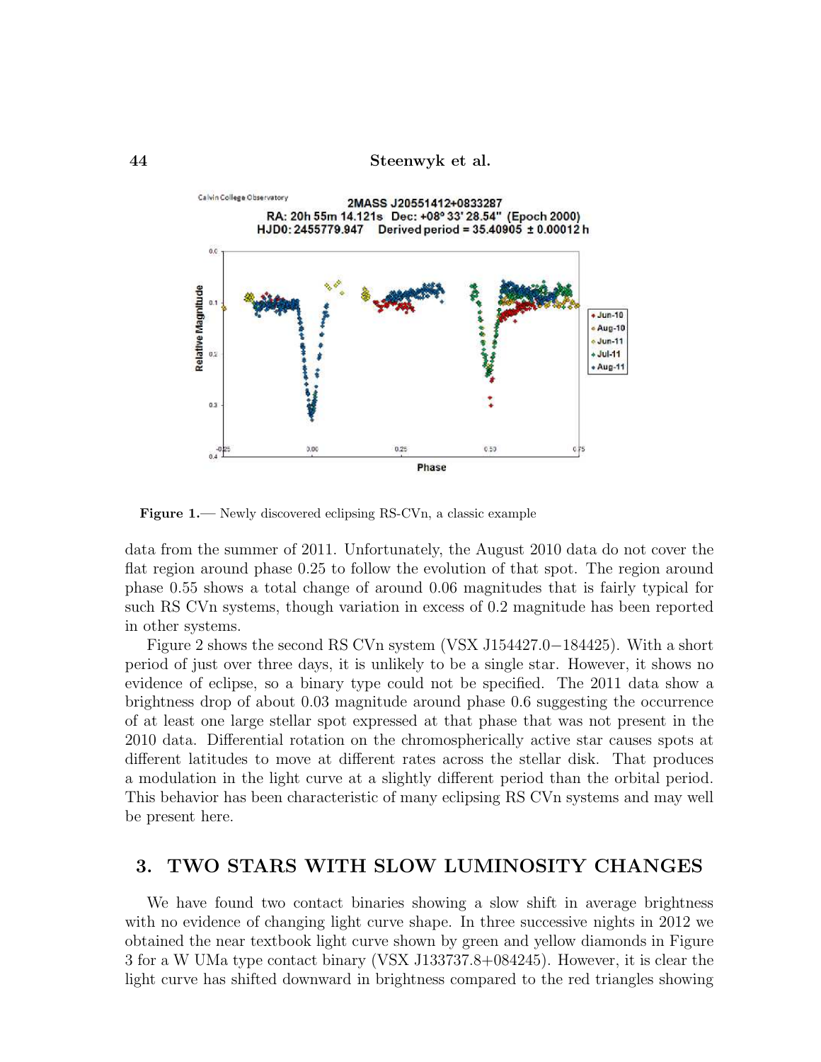**Figure 1.**— Newly discovered eclipsing RS-CVn, a classic example

data from the summer of 2011. Unfortunately, the August 2010 data do not cover the flat region around phase 0.25 to follow the evolution of that spot. The region around phase 0.55 shows a total change of around 0.06 magnitudes that is fairly typical for such RS CVn systems, though variation in excess of 0.2 magnitude has been reported in other systems.

Figure 2 shows the second RS CVn system (VSX J154427.0−184425). With a short period of just over three days, it is unlikely to be a single star. However, it shows no evidence of eclipse, so a binary type could not be specified. The 2011 data show a brightness drop of about 0.03 magnitude around phase 0.6 suggesting the occurrence of at least one large stellar spot expressed at that phase that was not present in the 2010 data. Differential rotation on the chromospherically active star causes spots at different latitudes to move at different rates across the stellar disk. That produces a modulation in the light curve at a slightly different period than the orbital period. This behavior has been characteristic of many eclipsing RS CVn systems and may well be present here.

## 3. TWO STARS WITH SLOW LUMINOSITY CHANGES

We have found two contact binaries showing a slow shift in average brightness with no evidence of changing light curve shape. In three successive nights in 2012 we obtained the near textbook light curve shown by green and yellow diamonds in Figure 3 for a W UMa type contact binary (VSX J133737.8+084245). However, it is clear the light curve has shifted downward in brightness compared to the red triangles showing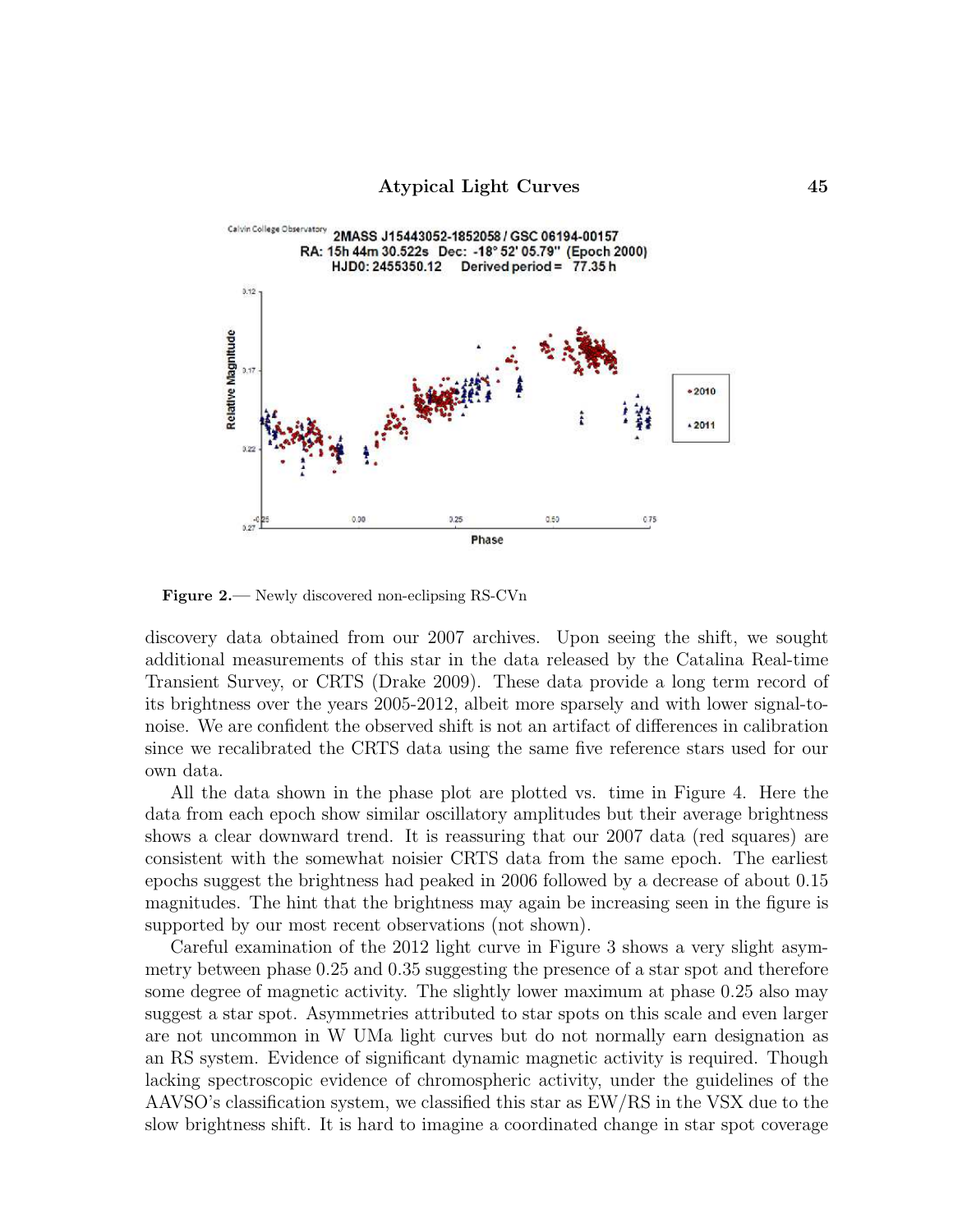**Figure 2.**— Newly discovered non-eclipsing RS-CVn

discovery data obtained from our 2007 archives. Upon seeing the shift, we sought additional measurements of this star in the data released by the Catalina Real-time Transient Survey, or CRTS (Drake 2009). These data provide a long term record of its brightness over the years 2005-2012, albeit more sparsely and with lower signal-to-noise. We are confident the observed shift is not an artifact of differences in calibration since we recalibrated the CRTS data using the same five reference stars used for our own data.

All the data shown in the phase plot are plotted vs. time in Figure 4. Here the data from each epoch show similar oscillatory amplitudes but their average brightness shows a clear downward trend. It is reassuring that our 2007 data (red squares) are consistent with the somewhat noisier CRTS data from the same epoch. The earliest epochs suggest the brightness had peaked in 2006 followed by a decrease of about 0.15 magnitudes. The hint that the brightness may again be increasing seen in the figure is supported by our most recent observations (not shown).

Careful examination of the 2012 light curve in Figure 3 shows a very slight asymmetry between phase 0.25 and 0.35 suggesting the presence of a star spot and therefore some degree of magnetic activity. The slightly lower maximum at phase 0.25 also may suggest a star spot. Asymmetries attributed to star spots on this scale and even larger are not uncommon in W UMa light curves but do not normally earn designation as an RS system. Evidence of significant dynamic magnetic activity is required. Though lacking spectroscopic evidence of chromospheric activity, under the guidelines of the AAVSO's classification system, we classified this star as EW/RS in the VSX due to the slow brightness shift. It is hard to imagine a coordinated change in star spot coverage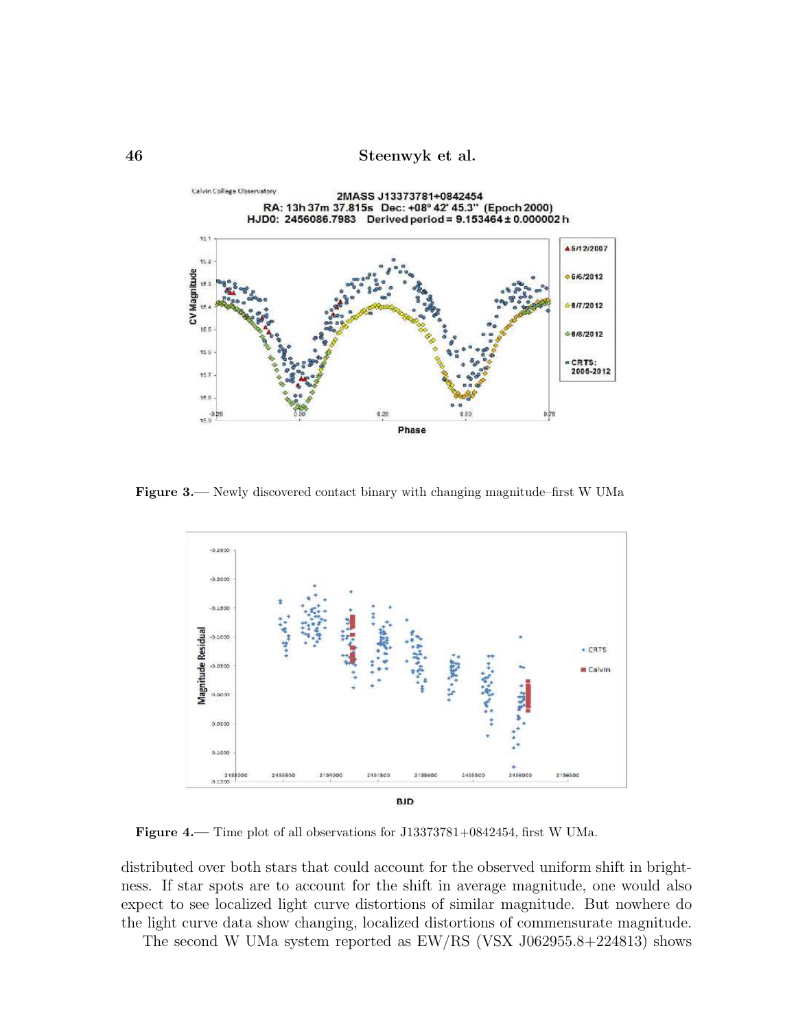**Figure 3.**— Newly discovered contact binary with changing magnitude–first W UMa

**Figure 4.**— Time plot of all observations for J13373781+0842454, first W UMa.

distributed over both stars that could account for the observed uniform shift in brightness. If star spots are to account for the shift in average magnitude, one would also expect to see localized light curve distortions of similar magnitude. But nowhere do the light curve data show changing, localized distortions of commensurate magnitude.

The second W UMa system reported as EW/RS (VSX J062955.8+224813) shows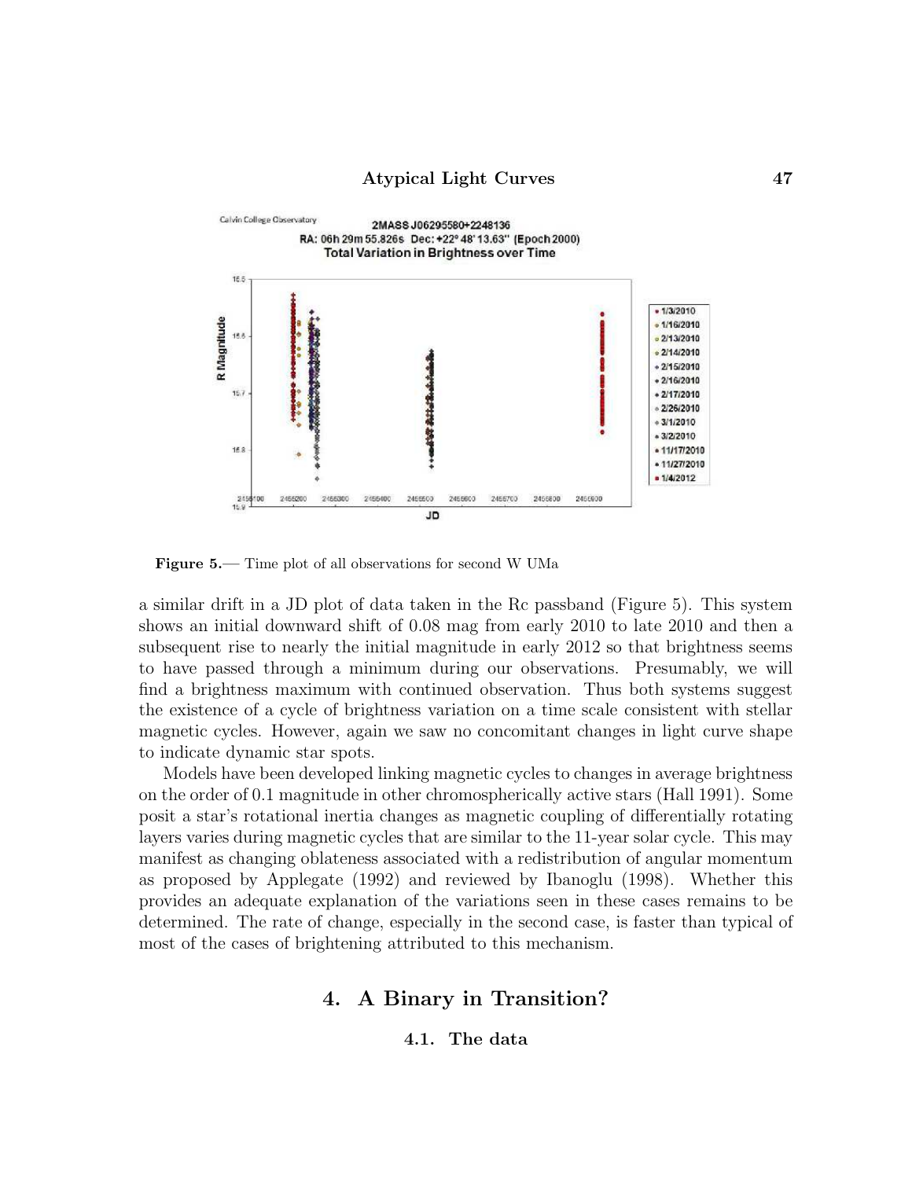Figure 5.— Time plot of all observations for second W UMa

a similar drift in a JD plot of data taken in the Rc passband (Figure 5). This system shows an initial downward shift of 0.08 mag from early 2010 to late 2010 and then a subsequent rise to nearly the initial magnitude in early 2012 so that brightness seems to have passed through a minimum during our observations. Presumably, we will find a brightness maximum with continued observation. Thus both systems suggest the existence of a cycle of brightness variation on a time scale consistent with stellar magnetic cycles. However, again we saw no concomitant changes in light curve shape to indicate dynamic star spots.

Models have been developed linking magnetic cycles to changes in average brightness on the order of 0.1 magnitude in other chromospherically active stars (Hall 1991). Some posit a star's rotational inertia changes as magnetic coupling of differentially rotating layers varies during magnetic cycles that are similar to the 11-year solar cycle. This may manifest as changing oblateness associated with a redistribution of angular momentum as proposed by Applegate (1992) and reviewed by Ibanoglu (1998). Whether this provides an adequate explanation of the variations seen in these cases remains to be determined. The rate of change, especially in the second case, is faster than typical of most of the cases of brightening attributed to this mechanism.

## 4. A Binary in Transition?

### 4.1. The data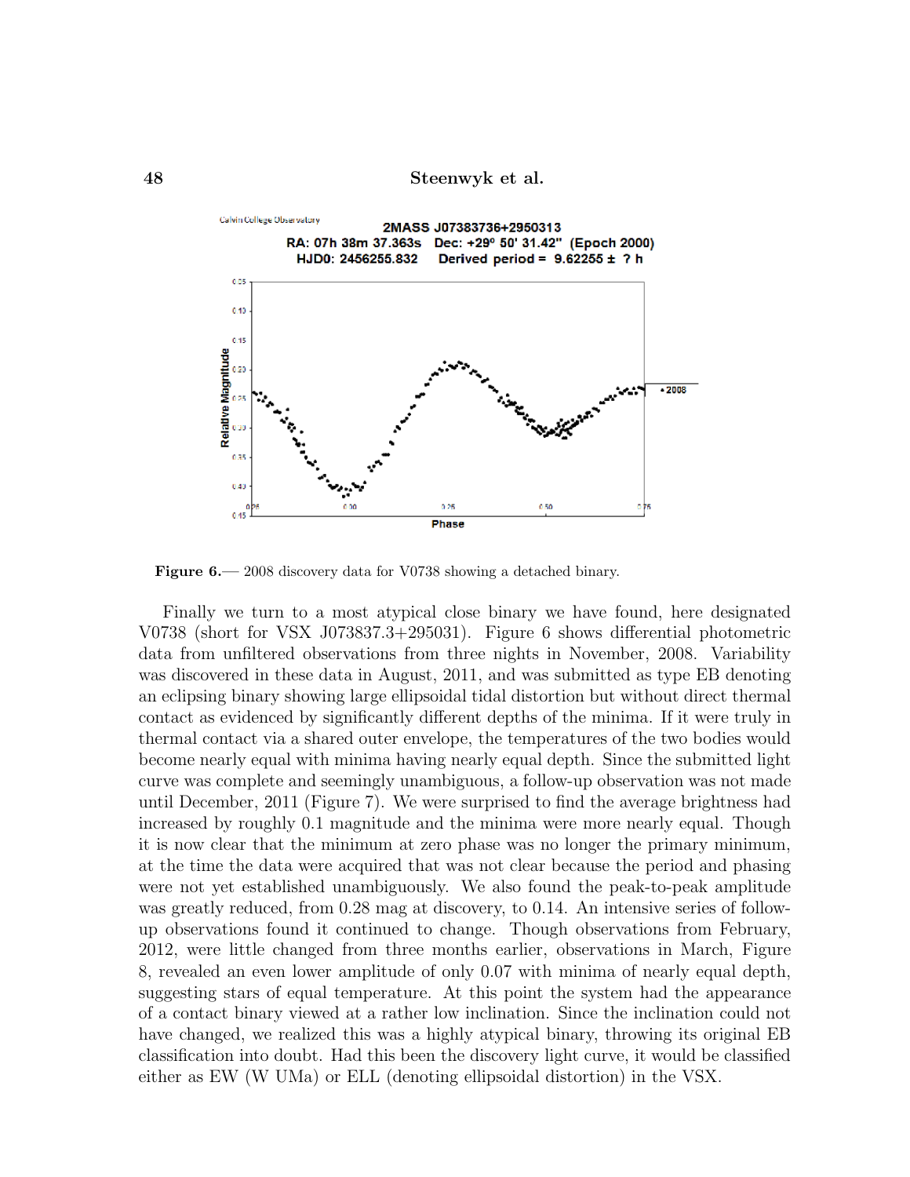**Figure 6.**— 2008 discovery data for V0738 showing a detached binary.

Finally we turn to a most atypical close binary we have found, here designated V0738 (short for VSX J073837.3+295031). Figure 6 shows differential photometric data from unfiltered observations from three nights in November, 2008. Variability was discovered in these data in August, 2011, and was submitted as type EB denoting an eclipsing binary showing large ellipsoidal tidal distortion but without direct thermal contact as evidenced by significantly different depths of the minima. If it were truly in thermal contact via a shared outer envelope, the temperatures of the two bodies would become nearly equal with minima having nearly equal depth. Since the submitted light curve was complete and seemingly unambiguous, a follow-up observation was not made until December, 2011 (Figure 7). We were surprised to find the average brightness had increased by roughly 0.1 magnitude and the minima were more nearly equal. Though it is now clear that the minimum at zero phase was no longer the primary minimum, at the time the data were acquired that was not clear because the period and phasing were not yet established unambiguously. We also found the peak-to-peak amplitude was greatly reduced, from 0.28 mag at discovery, to 0.14. An intensive series of follow-up observations found it continued to change. Though observations from February, 2012, were little changed from three months earlier, observations in March, Figure 8, revealed an even lower amplitude of only 0.07 with minima of nearly equal depth, suggesting stars of equal temperature. At this point the system had the appearance of a contact binary viewed at a rather low inclination. Since the inclination could not have changed, we realized this was a highly atypical binary, throwing its original EB classification into doubt. Had this been the discovery light curve, it would be classified either as EW (W UMa) or ELL (denoting ellipsoidal distortion) in the VSX.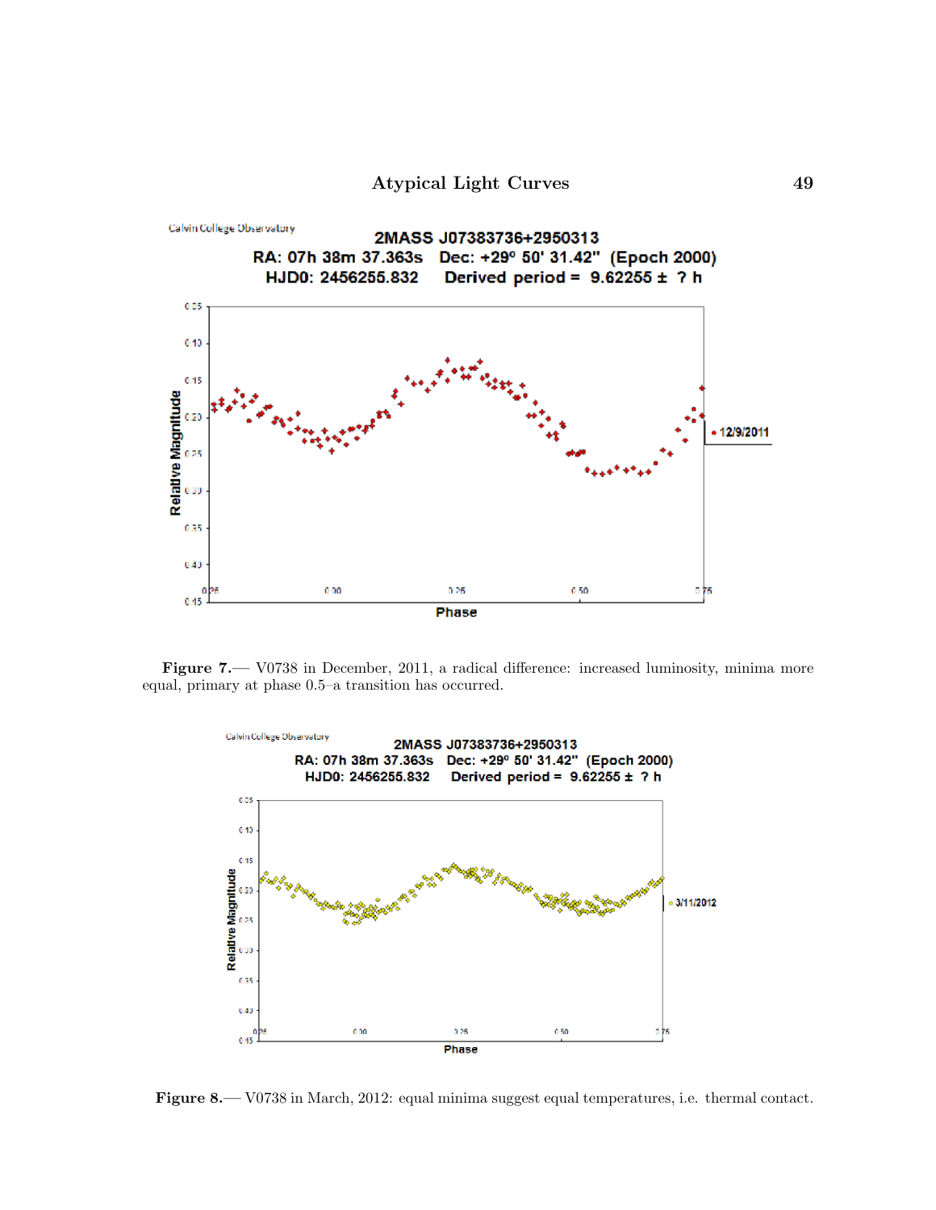Figure 7.— V0738 in December, 2011, a radical difference: increased luminosity, minima more equal, primary at phase 0.5–a transition has occurred.

Figure 8.— V0738 in March, 2012: equal minima suggest equal temperatures, i.e. thermal contact.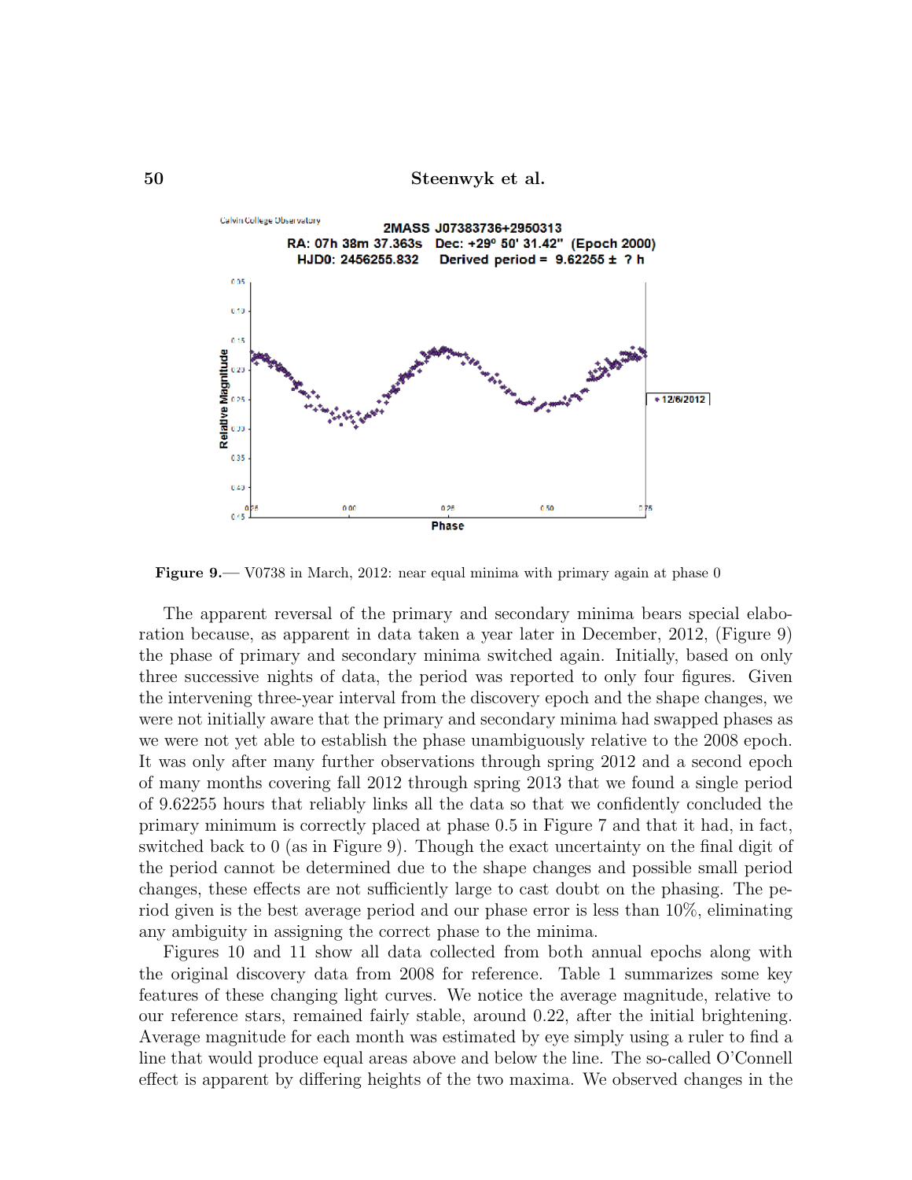**Figure 9.**— V0738 in March, 2012: near equal minima with primary again at phase 0

The apparent reversal of the primary and secondary minima bears special elaboration because, as apparent in data taken a year later in December, 2012, (Figure 9) the phase of primary and secondary minima switched again. Initially, based on only three successive nights of data, the period was reported to only four figures. Given the intervening three-year interval from the discovery epoch and the shape changes, we were not initially aware that the primary and secondary minima had swapped phases as we were not yet able to establish the phase unambiguously relative to the 2008 epoch. It was only after many further observations through spring 2012 and a second epoch of many months covering fall 2012 through spring 2013 that we found a single period of 9.62255 hours that reliably links all the data so that we confidently concluded the primary minimum is correctly placed at phase 0.5 in Figure 7 and that it had, in fact, switched back to 0 (as in Figure 9). Though the exact uncertainty on the final digit of the period cannot be determined due to the shape changes and possible small period changes, these effects are not sufficiently large to cast doubt on the phasing. The period given is the best average period and our phase error is less than 10%, eliminating any ambiguity in assigning the correct phase to the minima.

Figures 10 and 11 show all data collected from both annual epochs along with the original discovery data from 2008 for reference. Table 1 summarizes some key features of these changing light curves. We notice the average magnitude, relative to our reference stars, remained fairly stable, around 0.22, after the initial brightening. Average magnitude for each month was estimated by eye simply using a ruler to find a line that would produce equal areas above and below the line. The so-called O'Connell effect is apparent by differing heights of the two maxima. We observed changes in the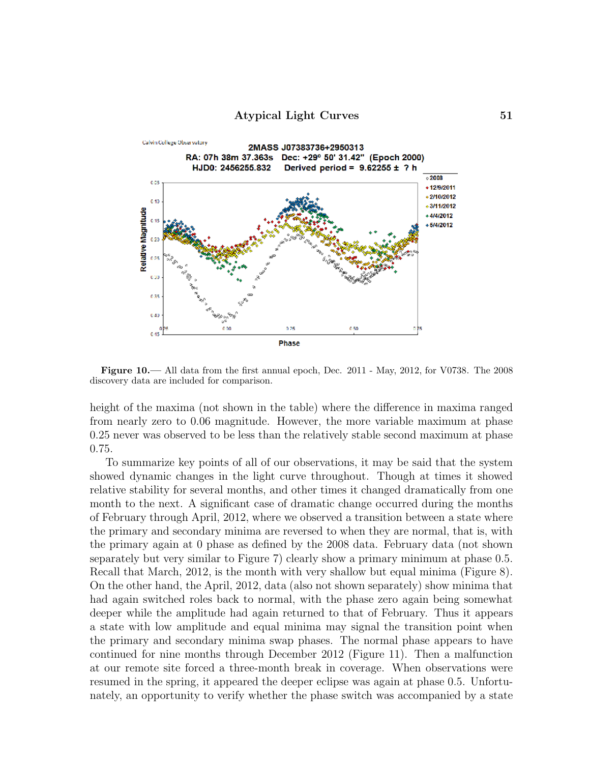**Figure 10.**— All data from the first annual epoch, Dec. 2011 - May, 2012, for V0738. The 2008 discovery data are included for comparison.

height of the maxima (not shown in the table) where the difference in maxima ranged from nearly zero to 0.06 magnitude. However, the more variable maximum at phase 0.25 never was observed to be less than the relatively stable second maximum at phase 0.75.

To summarize key points of all of our observations, it may be said that the system showed dynamic changes in the light curve throughout. Though at times it showed relative stability for several months, and other times it changed dramatically from one month to the next. A significant case of dramatic change occurred during the months of February through April, 2012, where we observed a transition between a state where the primary and secondary minima are reversed to when they are normal, that is, with the primary again at 0 phase as defined by the 2008 data. February data (not shown separately but very similar to Figure 7) clearly show a primary minimum at phase 0.5. Recall that March, 2012, is the month with very shallow but equal minima (Figure 8). On the other hand, the April, 2012, data (also not shown separately) show minima that had again switched roles back to normal, with the phase zero again being somewhat deeper while the amplitude had again returned to that of February. Thus it appears a state with low amplitude and equal minima may signal the transition point when the primary and secondary minima swap phases. The normal phase appears to have continued for nine months through December 2012 (Figure 11). Then a malfunction at our remote site forced a three-month break in coverage. When observations were resumed in the spring, it appeared the deeper eclipse was again at phase 0.5. Unfortunately, an opportunity to verify whether the phase switch was accompanied by a state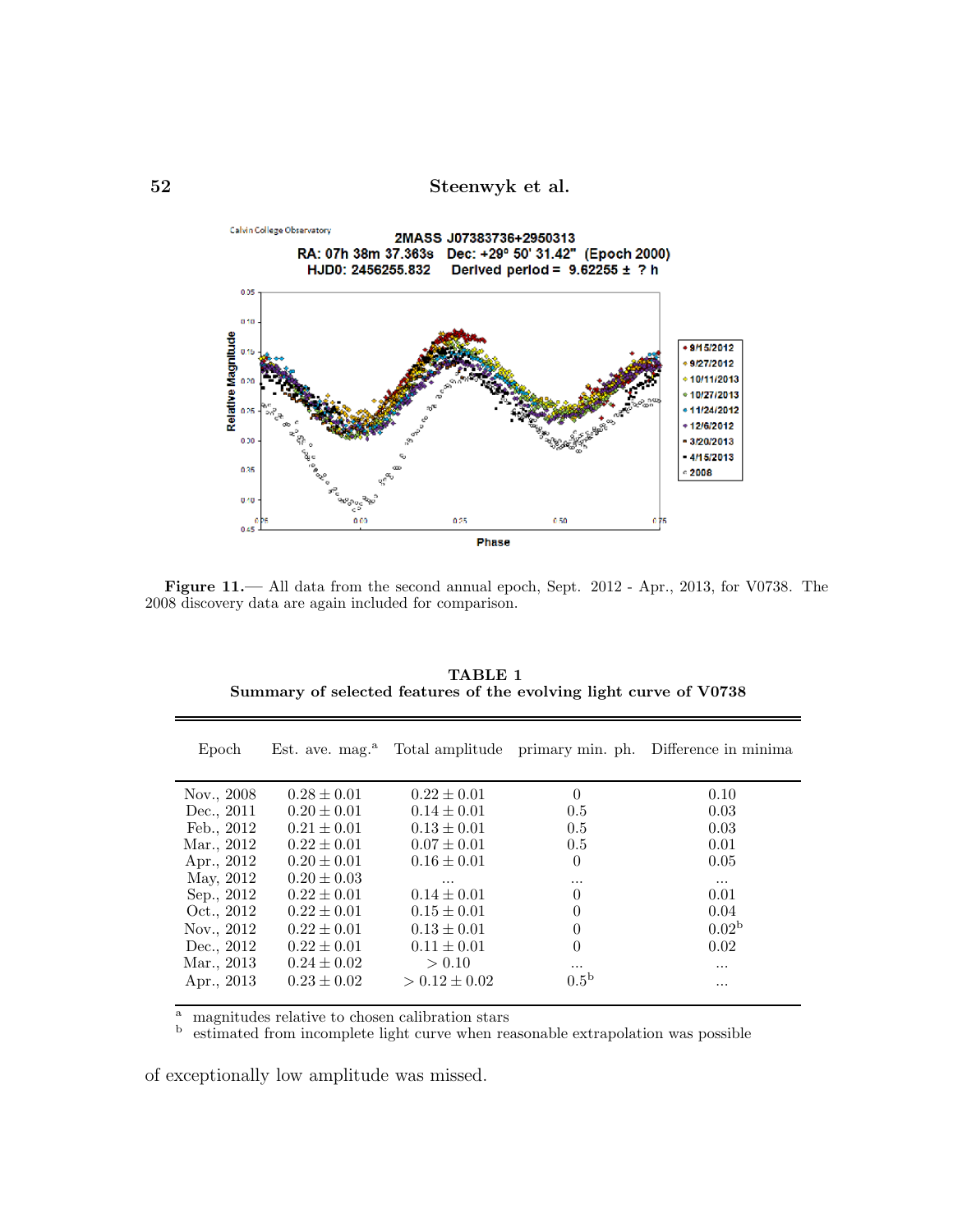**Figure 11.**— All data from the second annual epoch, Sept. 2012 - Apr., 2013, for V0738. The 2008 discovery data are again included for comparison.

**TABLE 1**
**Summary of selected features of the evolving light curve of V0738**

| Epoch | Est. ave. mag.[a] | Total amplitude | primary min. ph. | Difference in minima |
|---|---|---|---|---|
| Nov., 2008 | $0.28 \pm 0.01$ | $0.22 \pm 0.01$ | 0 | 0.10 |
| Dec., 2011 | $0.20 \pm 0.01$ | $0.14 \pm 0.01$ | 0.5 | 0.03 |
| Feb., 2012 | $0.21 \pm 0.01$ | $0.13 \pm 0.01$ | 0.5 | 0.03 |
| Mar., 2012 | $0.22 \pm 0.01$ | $0.07 \pm 0.01$ | 0.5 | 0.01 |
| Apr., 2012 | $0.20 \pm 0.01$ | $0.16 \pm 0.01$ | 0 | 0.05 |
| May, 2012 | $0.20 \pm 0.03$ | ... | ... | ... |
| Sep., 2012 | $0.22 \pm 0.01$ | $0.14 \pm 0.01$ | 0 | 0.01 |
| Oct., 2012 | $0.22 \pm 0.01$ | $0.15 \pm 0.01$ | 0 | 0.04 |
| Nov., 2012 | $0.22 \pm 0.01$ | $0.13 \pm 0.01$ | 0 | 0.02[b] |
| Dec., 2012 | $0.22 \pm 0.01$ | $0.11 \pm 0.01$ | 0 | 0.02 |
| Mar., 2013 | $0.24 \pm 0.02$ | $> 0.10$ | ... | ... |
| Apr., 2013 | $0.23 \pm 0.02$ | $> 0.12 \pm 0.02$ | 0.5[b] | ... |

[a] magnitudes relative to chosen calibration stars
[b] estimated from incomplete light curve when reasonable extrapolation was possible

of exceptionally low amplitude was missed.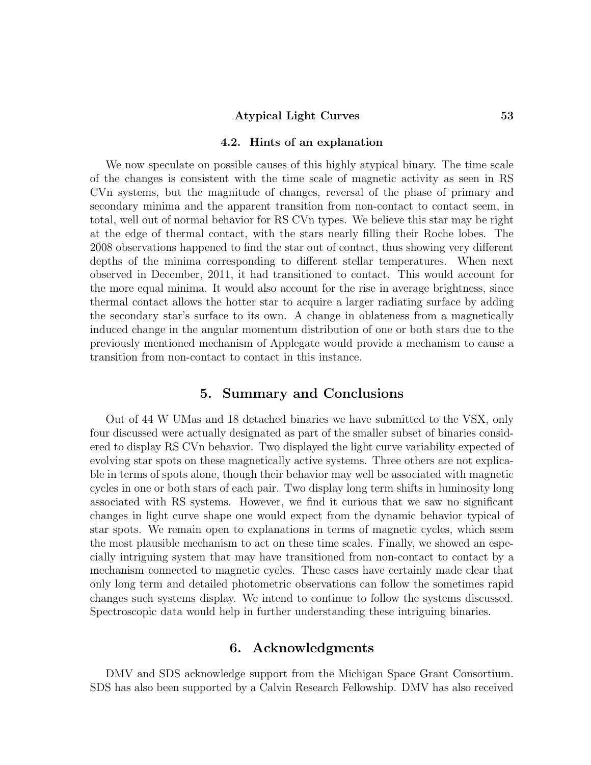### 4.2. Hints of an explanation

We now speculate on possible causes of this highly atypical binary. The time scale of the changes is consistent with the time scale of magnetic activity as seen in RS CVn systems, but the magnitude of changes, reversal of the phase of primary and secondary minima and the apparent transition from non-contact to contact seem, in total, well out of normal behavior for RS CVn types. We believe this star may be right at the edge of thermal contact, with the stars nearly filling their Roche lobes. The 2008 observations happened to find the star out of contact, thus showing very different depths of the minima corresponding to different stellar temperatures. When next observed in December, 2011, it had transitioned to contact. This would account for the more equal minima. It would also account for the rise in average brightness, since thermal contact allows the hotter star to acquire a larger radiating surface by adding the secondary star's surface to its own. A change in oblateness from a magnetically induced change in the angular momentum distribution of one or both stars due to the previously mentioned mechanism of Applegate would provide a mechanism to cause a transition from non-contact to contact in this instance.

## 5. Summary and Conclusions

Out of 44 W UMas and 18 detached binaries we have submitted to the VSX, only four discussed were actually designated as part of the smaller subset of binaries considered to display RS CVn behavior. Two displayed the light curve variability expected of evolving star spots on these magnetically active systems. Three others are not explicable in terms of spots alone, though their behavior may well be associated with magnetic cycles in one or both stars of each pair. Two display long term shifts in luminosity long associated with RS systems. However, we find it curious that we saw no significant changes in light curve shape one would expect from the dynamic behavior typical of star spots. We remain open to explanations in terms of magnetic cycles, which seem the most plausible mechanism to act on these time scales. Finally, we showed an especially intriguing system that may have transitioned from non-contact to contact by a mechanism connected to magnetic cycles. These cases have certainly made clear that only long term and detailed photometric observations can follow the sometimes rapid changes such systems display. We intend to continue to follow the systems discussed. Spectroscopic data would help in further understanding these intriguing binaries.

## 6. Acknowledgments

DMV and SDS acknowledge support from the Michigan Space Grant Consortium. SDS has also been supported by a Calvin Research Fellowship. DMV has also received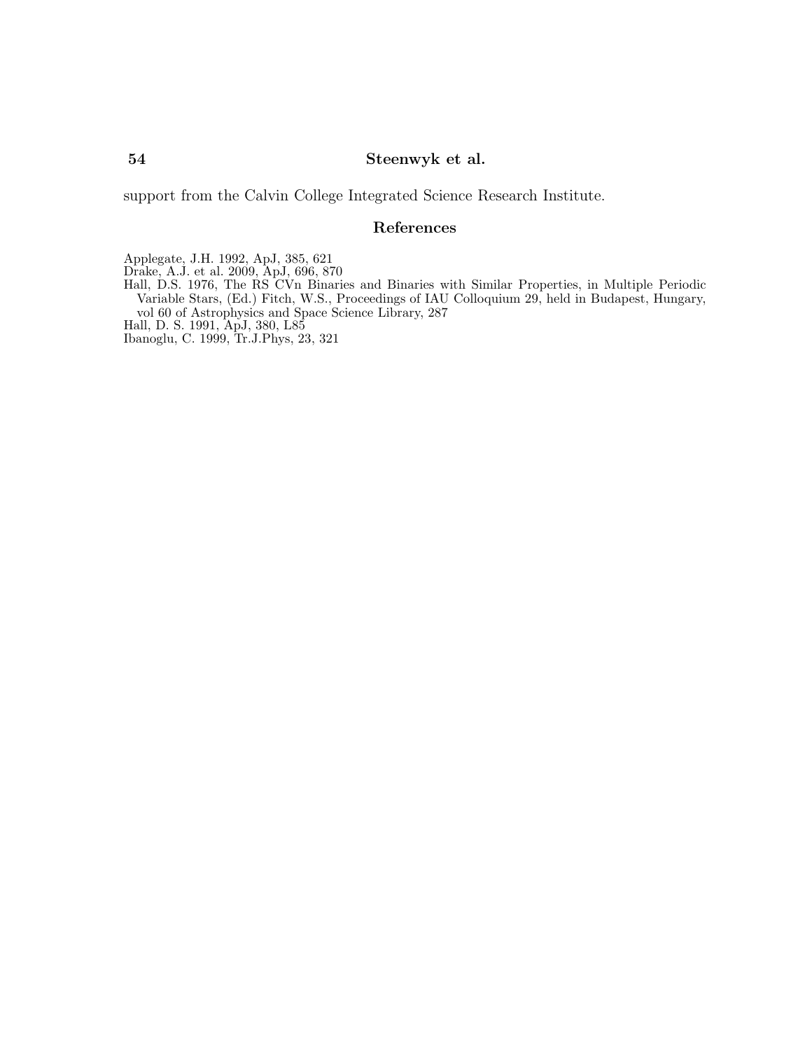support from the Calvin College Integrated Science Research Institute.

## References

Applegate, J.H. 1992, ApJ, 385, 621

Drake, A.J. et al. 2009, ApJ, 696, 870

Hall, D.S. 1976, The RS CVn Binaries and Binaries with Similar Properties, in Multiple Periodic Variable Stars, (Ed.) Fitch, W.S., Proceedings of IAU Colloquium 29, held in Budapest, Hungary, vol 60 of Astrophysics and Space Science Library, 287

Hall, D. S. 1991, ApJ, 380, L85

Ibanoglu, C. 1999, Tr.J.Phys, 23, 321